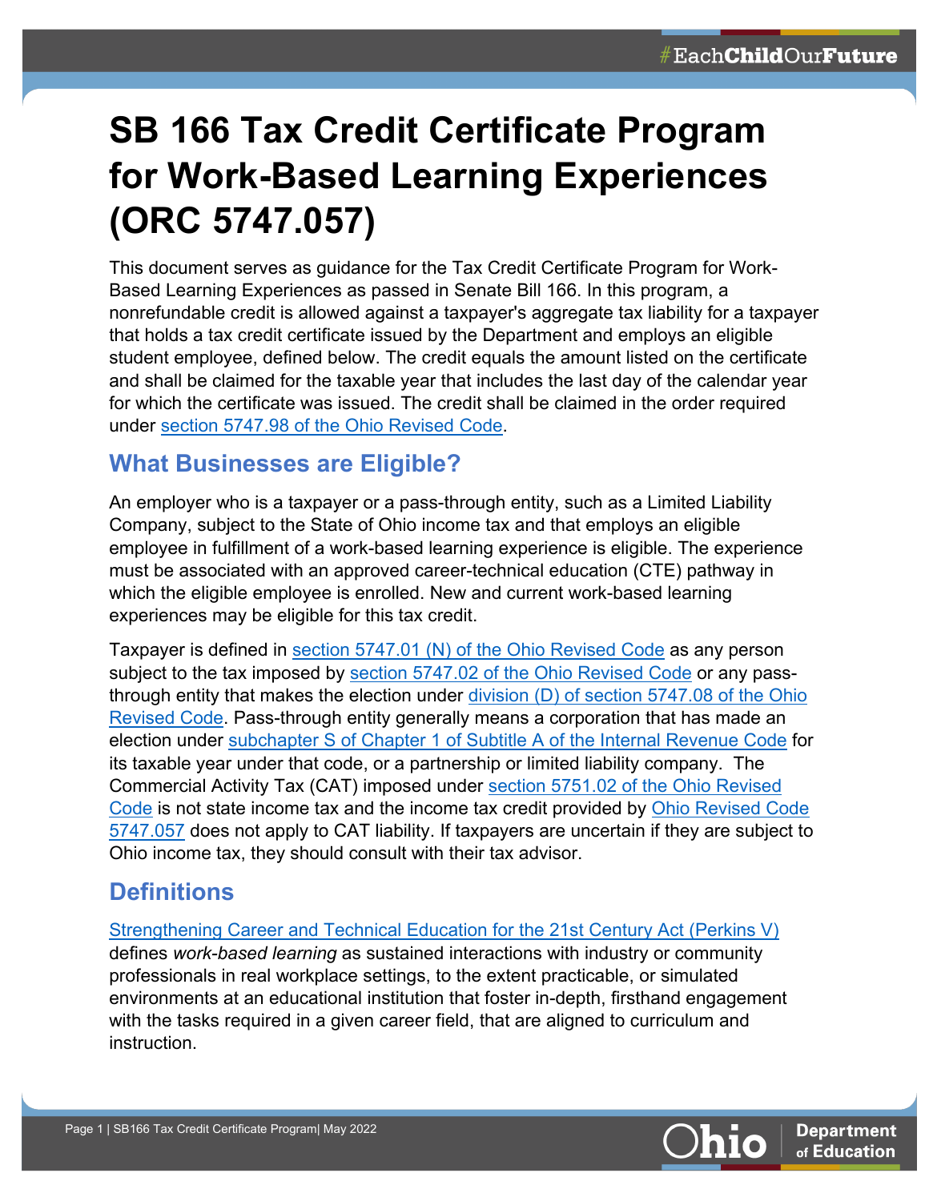# SB 166 Tax Credit Certificate Program for Work-Based Learning Experiences (ORC 5747.057)

This document serves as guidance for the Tax Credit Certificate Program for Work-Based Learning Experiences as passed in Senate Bill 166. In this program, a nonrefundable credit is allowed against a taxpayer's aggregate tax liability for a taxpayer that holds a tax credit certificate issued by the Department and employs an eligible student employee, defined below. The credit equals the amount listed on the certificate and shall be claimed for the taxable year that includes the last day of the calendar year for which the certificate was issued. The credit shall be claimed in the order required under section 5747.98 of the Ohio Revised Code.

## What Businesses are Eligible?

An employer who is a taxpayer or a pass-through entity, such as a Limited Liability Company, subject to the State of Ohio income tax and that employs an eligible employee in fulfillment of a work-based learning experience is eligible. The experience must be associated with an approved career-technical education (CTE) pathway in which the eligible employee is enrolled. New and current work-based learning experiences may be eligible for this tax credit.

Taxpayer is defined in section 5747.01 (N) of the Ohio Revised Code as any person subject to the tax imposed by section 5747.02 of the Ohio Revised Code or any pass-through entity that makes the election under division (D) of section 5747.08 of the Ohio Revised Code. Pass-through entity generally means a corporation that has made an election under subchapter S of Chapter 1 of Subtitle A of the Internal Revenue Code for its taxable year under that code, or a partnership or limited liability company. The Commercial Activity Tax (CAT) imposed under section 5751.02 of the Ohio Revised Code is not state income tax and the income tax credit provided by Ohio Revised Code 5747.057 does not apply to CAT liability. If taxpayers are uncertain if they are subject to Ohio income tax, they should consult with their tax advisor.

## Definitions

Strengthening Career and Technical Education for the 21st Century Act (Perkins V) defines *work-based learning* as sustained interactions with industry or community professionals in real workplace settings, to the extent practicable, or simulated environments at an educational institution that foster in-depth, firsthand engagement with the tasks required in a given career field, that are aligned to curriculum and instruction.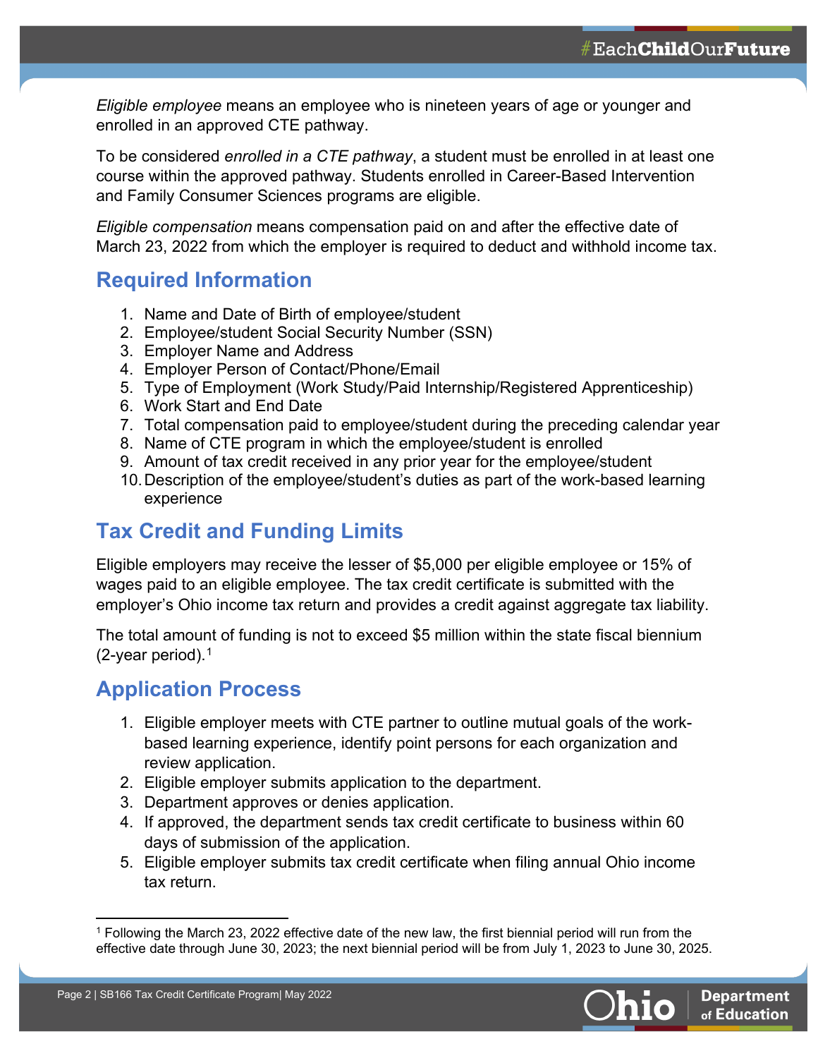*Eligible employee* means an employee who is nineteen years of age or younger and enrolled in an approved CTE pathway.

To be considered *enrolled in a CTE pathway*, a student must be enrolled in at least one course within the approved pathway. Students enrolled in Career-Based Intervention and Family Consumer Sciences programs are eligible.

*Eligible compensation* means compensation paid on and after the effective date of March 23, 2022 from which the employer is required to deduct and withhold income tax.

## Required Information

1. Name and Date of Birth of employee/student
2. Employee/student Social Security Number (SSN)
3. Employer Name and Address
4. Employer Person of Contact/Phone/Email
5. Type of Employment (Work Study/Paid Internship/Registered Apprenticeship)
6. Work Start and End Date
7. Total compensation paid to employee/student during the preceding calendar year
8. Name of CTE program in which the employee/student is enrolled
9. Amount of tax credit received in any prior year for the employee/student
10. Description of the employee/student's duties as part of the work-based learning experience

## Tax Credit and Funding Limits

Eligible employers may receive the lesser of $5,000 per eligible employee or 15% of wages paid to an eligible employee. The tax credit certificate is submitted with the employer's Ohio income tax return and provides a credit against aggregate tax liability.

The total amount of funding is not to exceed $5 million within the state fiscal biennium (2-year period).[1]

## Application Process

1. Eligible employer meets with CTE partner to outline mutual goals of the work-based learning experience, identify point persons for each organization and review application.
2. Eligible employer submits application to the department.
3. Department approves or denies application.
4. If approved, the department sends tax credit certificate to business within 60 days of submission of the application.
5. Eligible employer submits tax credit certificate when filing annual Ohio income tax return.

---

[1] Following the March 23, 2022 effective date of the new law, the first biennial period will run from the effective date through June 30, 2023; the next biennial period will be from July 1, 2023 to June 30, 2025.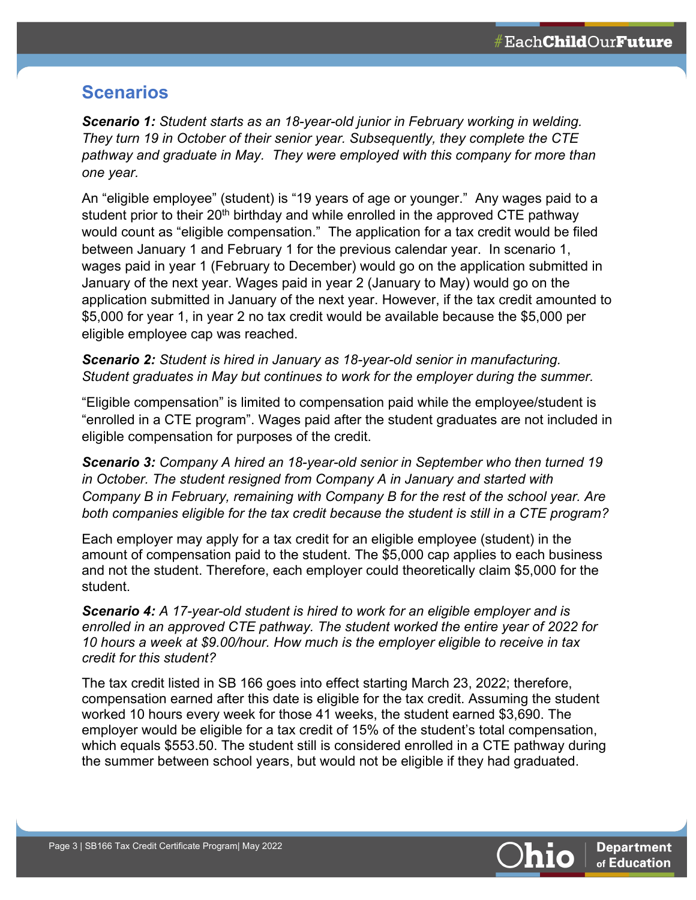## Scenarios

***Scenario 1:*** *Student starts as an 18-year-old junior in February working in welding. They turn 19 in October of their senior year. Subsequently, they complete the CTE pathway and graduate in May. They were employed with this company for more than one year.*

An "eligible employee" (student) is "19 years of age or younger." Any wages paid to a student prior to their 20th birthday and while enrolled in the approved CTE pathway would count as "eligible compensation." The application for a tax credit would be filed between January 1 and February 1 for the previous calendar year. In scenario 1, wages paid in year 1 (February to December) would go on the application submitted in January of the next year. Wages paid in year 2 (January to May) would go on the application submitted in January of the next year. However, if the tax credit amounted to $5,000 for year 1, in year 2 no tax credit would be available because the $5,000 per eligible employee cap was reached.

***Scenario 2:*** *Student is hired in January as 18-year-old senior in manufacturing. Student graduates in May but continues to work for the employer during the summer.*

"Eligible compensation" is limited to compensation paid while the employee/student is "enrolled in a CTE program". Wages paid after the student graduates are not included in eligible compensation for purposes of the credit.

***Scenario 3:*** *Company A hired an 18-year-old senior in September who then turned 19 in October. The student resigned from Company A in January and started with Company B in February, remaining with Company B for the rest of the school year. Are both companies eligible for the tax credit because the student is still in a CTE program?*

Each employer may apply for a tax credit for an eligible employee (student) in the amount of compensation paid to the student. The $5,000 cap applies to each business and not the student. Therefore, each employer could theoretically claim $5,000 for the student.

***Scenario 4:*** *A 17-year-old student is hired to work for an eligible employer and is enrolled in an approved CTE pathway. The student worked the entire year of 2022 for 10 hours a week at $9.00/hour. How much is the employer eligible to receive in tax credit for this student?*

The tax credit listed in SB 166 goes into effect starting March 23, 2022; therefore, compensation earned after this date is eligible for the tax credit. Assuming the student worked 10 hours every week for those 41 weeks, the student earned $3,690. The employer would be eligible for a tax credit of 15% of the student's total compensation, which equals $553.50. The student still is considered enrolled in a CTE pathway during the summer between school years, but would not be eligible if they had graduated.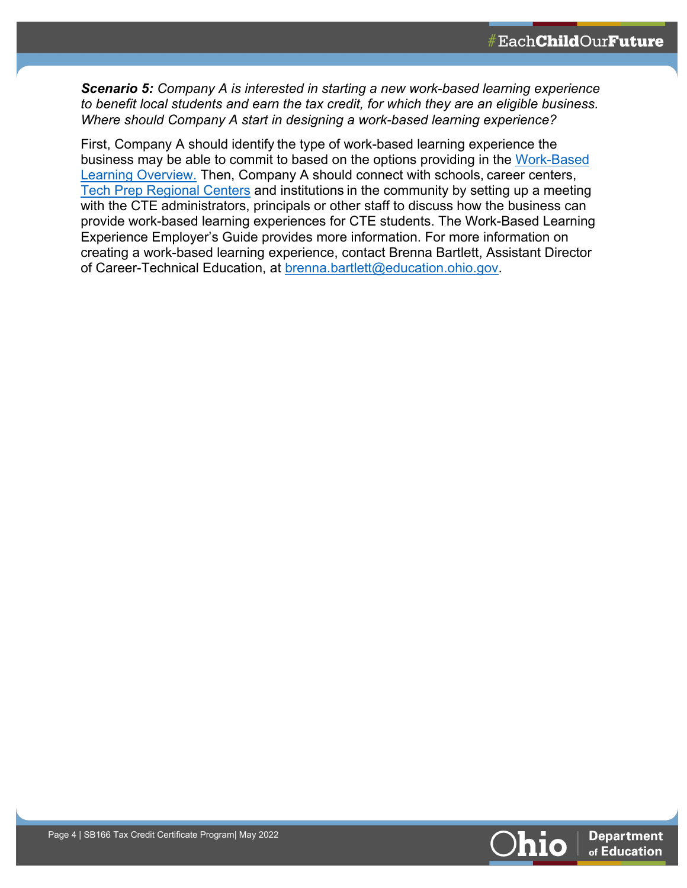***Scenario 5:*** *Company A is interested in starting a new work-based learning experience to benefit local students and earn the tax credit, for which they are an eligible business. Where should Company A start in designing a work-based learning experience?*

First, Company A should identify the type of work-based learning experience the business may be able to commit to based on the options providing in the [Work-Based Learning Overview.]() Then, Company A should connect with schools, career centers, [Tech Prep Regional Centers]() and institutions in the community by setting up a meeting with the CTE administrators, principals or other staff to discuss how the business can provide work-based learning experiences for CTE students. The Work-Based Learning Experience Employer's Guide provides more information. For more information on creating a work-based learning experience, contact Brenna Bartlett, Assistant Director of Career-Technical Education, at [brenna.bartlett@education.ohio.gov](mailto:brenna.bartlett@education.ohio.gov).